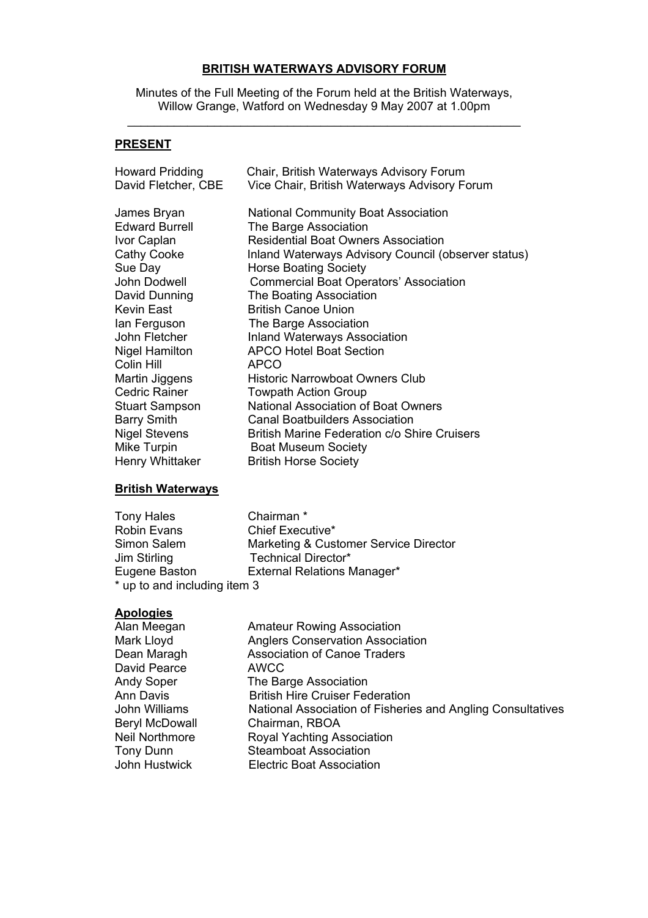# BRITISH WATERWAYS ADVISORY FORUM

Minutes of the Full Meeting of the Forum held at the British Waterways, Willow Grange, Watford on Wednesday 9 May 2007 at 1.00pm

---

## PRESENT

| | |
|---|---|
| Howard Pridding | Chair, British Waterways Advisory Forum |
| David Fletcher, CBE | Vice Chair, British Waterways Advisory Forum |
| | |
| James Bryan | National Community Boat Association |
| Edward Burrell | The Barge Association |
| Ivor Caplan | Residential Boat Owners Association |
| Cathy Cooke | Inland Waterways Advisory Council (observer status) |
| Sue Day | Horse Boating Society |
| John Dodwell | Commercial Boat Operators' Association |
| David Dunning | The Boating Association |
| Kevin East | British Canoe Union |
| Ian Ferguson | The Barge Association |
| John Fletcher | Inland Waterways Association |
| Nigel Hamilton | APCO Hotel Boat Section |
| Colin Hill | APCO |
| Martin Jiggens | Historic Narrowboat Owners Club |
| Cedric Rainer | Towpath Action Group |
| Stuart Sampson | National Association of Boat Owners |
| Barry Smith | Canal Boatbuilders Association |
| Nigel Stevens | British Marine Federation c/o Shire Cruisers |
| Mike Turpin | Boat Museum Society |
| Henry Whittaker | British Horse Society |

## British Waterways

| | |
|---|---|
| Tony Hales | Chairman * |
| Robin Evans | Chief Executive* |
| Simon Salem | Marketing & Customer Service Director |
| Jim Stirling | Technical Director* |
| Eugene Baston | External Relations Manager* |

* up to and including item 3

## Apologies

| | |
|---|---|
| Alan Meegan | Amateur Rowing Association |
| Mark Lloyd | Anglers Conservation Association |
| Dean Maragh | Association of Canoe Traders |
| David Pearce | AWCC |
| Andy Soper | The Barge Association |
| Ann Davis | British Hire Cruiser Federation |
| John Williams | National Association of Fisheries and Angling Consultatives |
| Beryl McDowall | Chairman, RBOA |
| Neil Northmore | Royal Yachting Association |
| Tony Dunn | Steamboat Association |
| John Hustwick | Electric Boat Association |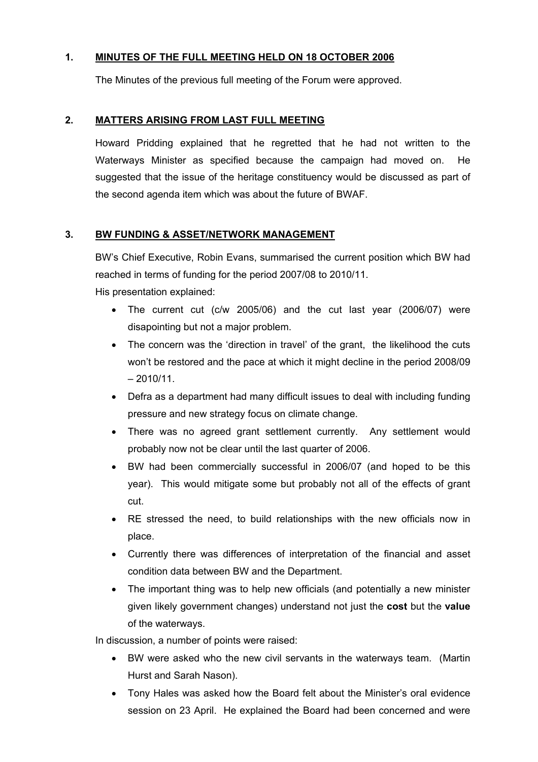## 1. MINUTES OF THE FULL MEETING HELD ON 18 OCTOBER 2006

The Minutes of the previous full meeting of the Forum were approved.

## 2. MATTERS ARISING FROM LAST FULL MEETING

Howard Pridding explained that he regretted that he had not written to the Waterways Minister as specified because the campaign had moved on. He suggested that the issue of the heritage constituency would be discussed as part of the second agenda item which was about the future of BWAF.

## 3. BW FUNDING & ASSET/NETWORK MANAGEMENT

BW's Chief Executive, Robin Evans, summarised the current position which BW had reached in terms of funding for the period 2007/08 to 2010/11.

His presentation explained:

- The current cut (c/w 2005/06) and the cut last year (2006/07) were disapointing but not a major problem.
- The concern was the 'direction in travel' of the grant, the likelihood the cuts won't be restored and the pace at which it might decline in the period 2008/09 – 2010/11.
- Defra as a department had many difficult issues to deal with including funding pressure and new strategy focus on climate change.
- There was no agreed grant settlement currently. Any settlement would probably now not be clear until the last quarter of 2006.
- BW had been commercially successful in 2006/07 (and hoped to be this year). This would mitigate some but probably not all of the effects of grant cut.
- RE stressed the need, to build relationships with the new officials now in place.
- Currently there was differences of interpretation of the financial and asset condition data between BW and the Department.
- The important thing was to help new officials (and potentially a new minister given likely government changes) understand not just the **cost** but the **value** of the waterways.

In discussion, a number of points were raised:

- BW were asked who the new civil servants in the waterways team. (Martin Hurst and Sarah Nason).
- Tony Hales was asked how the Board felt about the Minister's oral evidence session on 23 April. He explained the Board had been concerned and were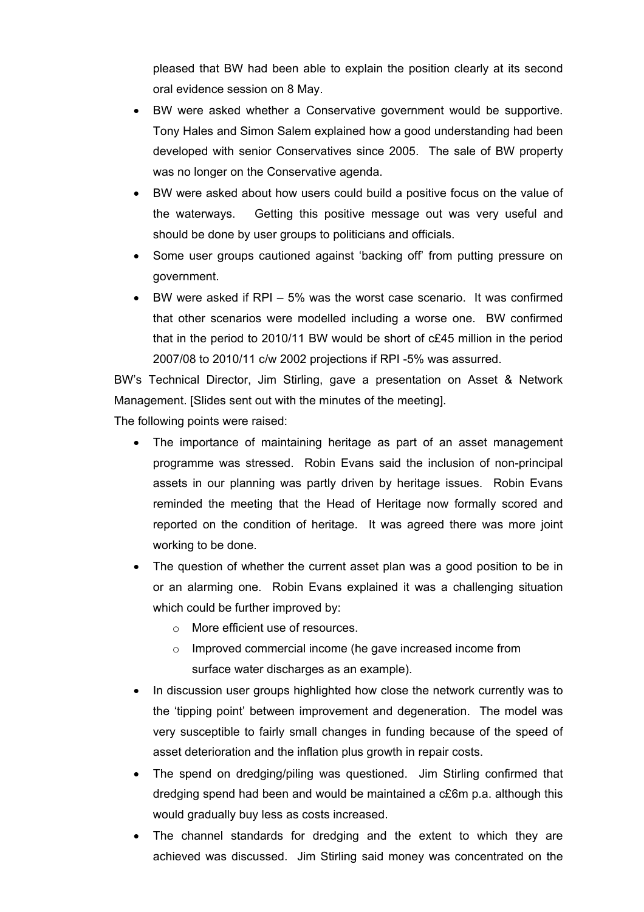pleased that BW had been able to explain the position clearly at its second oral evidence session on 8 May.

- BW were asked whether a Conservative government would be supportive. Tony Hales and Simon Salem explained how a good understanding had been developed with senior Conservatives since 2005. The sale of BW property was no longer on the Conservative agenda.
- BW were asked about how users could build a positive focus on the value of the waterways. Getting this positive message out was very useful and should be done by user groups to politicians and officials.
- Some user groups cautioned against 'backing off' from putting pressure on government.
- BW were asked if RPI – 5% was the worst case scenario. It was confirmed that other scenarios were modelled including a worse one. BW confirmed that in the period to 2010/11 BW would be short of c£45 million in the period 2007/08 to 2010/11 c/w 2002 projections if RPI -5% was assurred.

BW's Technical Director, Jim Stirling, gave a presentation on Asset & Network Management. [Slides sent out with the minutes of the meeting].

The following points were raised:

- The importance of maintaining heritage as part of an asset management programme was stressed. Robin Evans said the inclusion of non-principal assets in our planning was partly driven by heritage issues. Robin Evans reminded the meeting that the Head of Heritage now formally scored and reported on the condition of heritage. It was agreed there was more joint working to be done.
- The question of whether the current asset plan was a good position to be in or an alarming one. Robin Evans explained it was a challenging situation which could be further improved by:
  - More efficient use of resources.
  - Improved commercial income (he gave increased income from surface water discharges as an example).
- In discussion user groups highlighted how close the network currently was to the 'tipping point' between improvement and degeneration. The model was very susceptible to fairly small changes in funding because of the speed of asset deterioration and the inflation plus growth in repair costs.
- The spend on dredging/piling was questioned. Jim Stirling confirmed that dredging spend had been and would be maintained a c£6m p.a. although this would gradually buy less as costs increased.
- The channel standards for dredging and the extent to which they are achieved was discussed. Jim Stirling said money was concentrated on the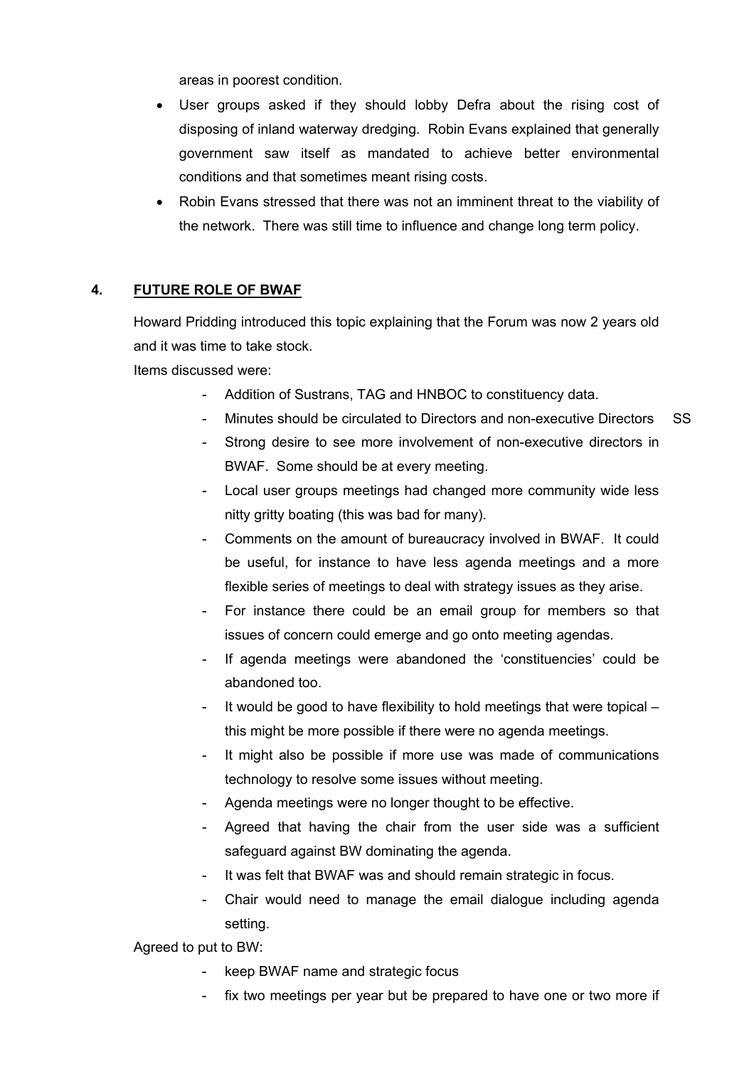areas in poorest condition.

- User groups asked if they should lobby Defra about the rising cost of disposing of inland waterway dredging. Robin Evans explained that generally government saw itself as mandated to achieve better environmental conditions and that sometimes meant rising costs.
- Robin Evans stressed that there was not an imminent threat to the viability of the network. There was still time to influence and change long term policy.

## 4. FUTURE ROLE OF BWAF

Howard Pridding introduced this topic explaining that the Forum was now 2 years old and it was time to take stock.

Items discussed were:

- Addition of Sustrans, TAG and HNBOC to constituency data.
- Minutes should be circulated to Directors and non-executive Directors SS
- Strong desire to see more involvement of non-executive directors in BWAF. Some should be at every meeting.
- Local user groups meetings had changed more community wide less nitty gritty boating (this was bad for many).
- Comments on the amount of bureaucracy involved in BWAF. It could be useful, for instance to have less agenda meetings and a more flexible series of meetings to deal with strategy issues as they arise.
- For instance there could be an email group for members so that issues of concern could emerge and go onto meeting agendas.
- If agenda meetings were abandoned the 'constituencies' could be abandoned too.
- It would be good to have flexibility to hold meetings that were topical – this might be more possible if there were no agenda meetings.
- It might also be possible if more use was made of communications technology to resolve some issues without meeting.
- Agenda meetings were no longer thought to be effective.
- Agreed that having the chair from the user side was a sufficient safeguard against BW dominating the agenda.
- It was felt that BWAF was and should remain strategic in focus.
- Chair would need to manage the email dialogue including agenda setting.

Agreed to put to BW:

- keep BWAF name and strategic focus
- fix two meetings per year but be prepared to have one or two more if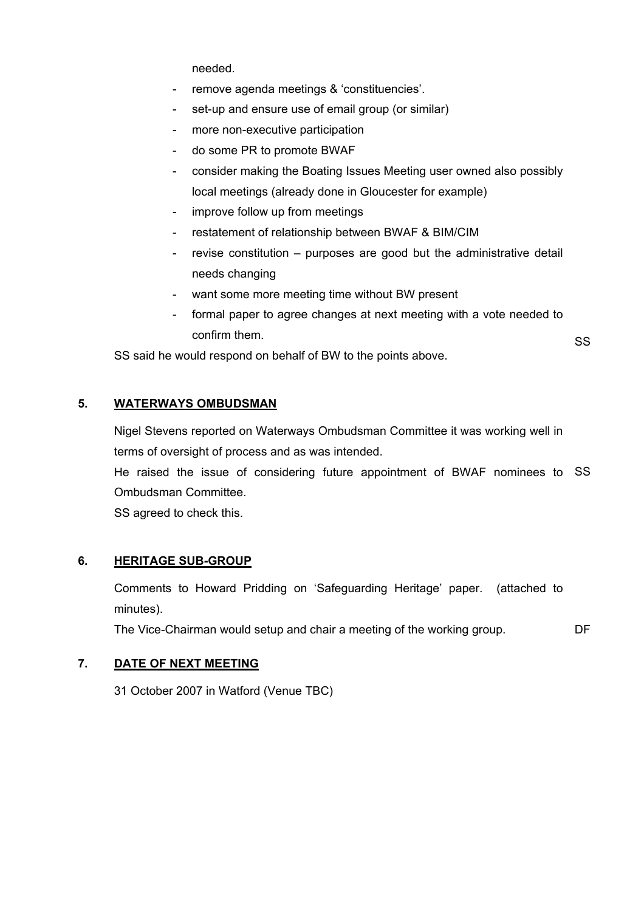needed.

- remove agenda meetings & 'constituencies'.
- set-up and ensure use of email group (or similar)
- more non-executive participation
- do some PR to promote BWAF
- consider making the Boating Issues Meeting user owned also possibly local meetings (already done in Gloucester for example)
- improve follow up from meetings
- restatement of relationship between BWAF & BIM/CIM
- revise constitution – purposes are good but the administrative detail needs changing
- want some more meeting time without BW present
- formal paper to agree changes at next meeting with a vote needed to confirm them.

SS said he would respond on behalf of BW to the points above. **SS**

## 5. WATERWAYS OMBUDSMAN

Nigel Stevens reported on Waterways Ombudsman Committee it was working well in terms of oversight of process and as was intended.

He raised the issue of considering future appointment of BWAF nominees to Ombudsman Committee. **SS**

SS agreed to check this.

## 6. HERITAGE SUB-GROUP

Comments to Howard Pridding on 'Safeguarding Heritage' paper. (attached to minutes).

The Vice-Chairman would setup and chair a meeting of the working group. **DF**

## 7. DATE OF NEXT MEETING

31 October 2007 in Watford (Venue TBC)